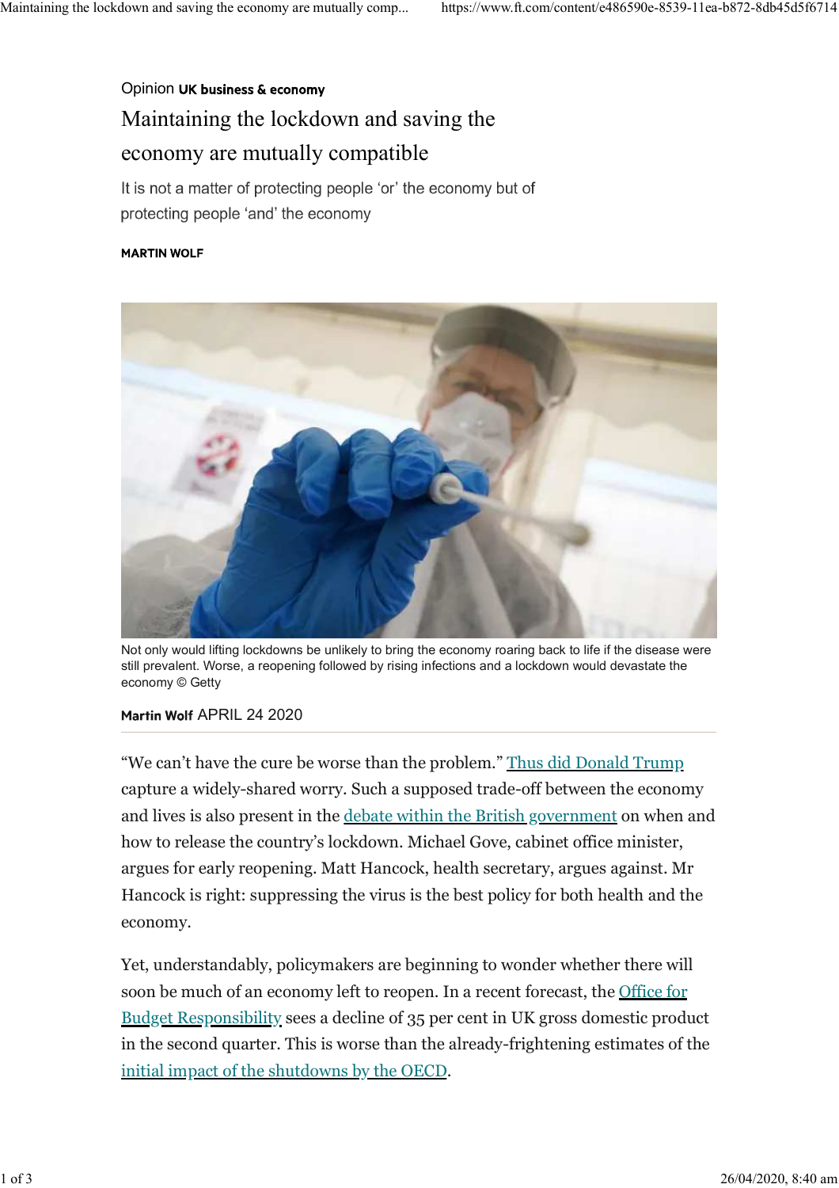Opinion **UK business & economy**

# Maintaining the lockdown and saving the economy are mutually compatible

It is not a matter of protecting people 'or' the economy but of protecting people 'and' the economy

**MARTIN WOLF**

Not only would lifting lockdowns be unlikely to bring the economy roaring back to life if the disease were still prevalent. Worse, a reopening followed by rising infections and a lockdown would devastate the economy © Getty

**Martin Wolf** APRIL 24 2020

"We can't have the cure be worse than the problem." Thus did Donald Trump capture a widely-shared worry. Such a supposed trade-off between the economy and lives is also present in the debate within the British government on when and how to release the country's lockdown. Michael Gove, cabinet office minister, argues for early reopening. Matt Hancock, health secretary, argues against. Mr Hancock is right: suppressing the virus is the best policy for both health and the economy.

Yet, understandably, policymakers are beginning to wonder whether there will soon be much of an economy left to reopen. In a recent forecast, the Office for Budget Responsibility sees a decline of 35 per cent in UK gross domestic product in the second quarter. This is worse than the already-frightening estimates of the initial impact of the shutdowns by the OECD.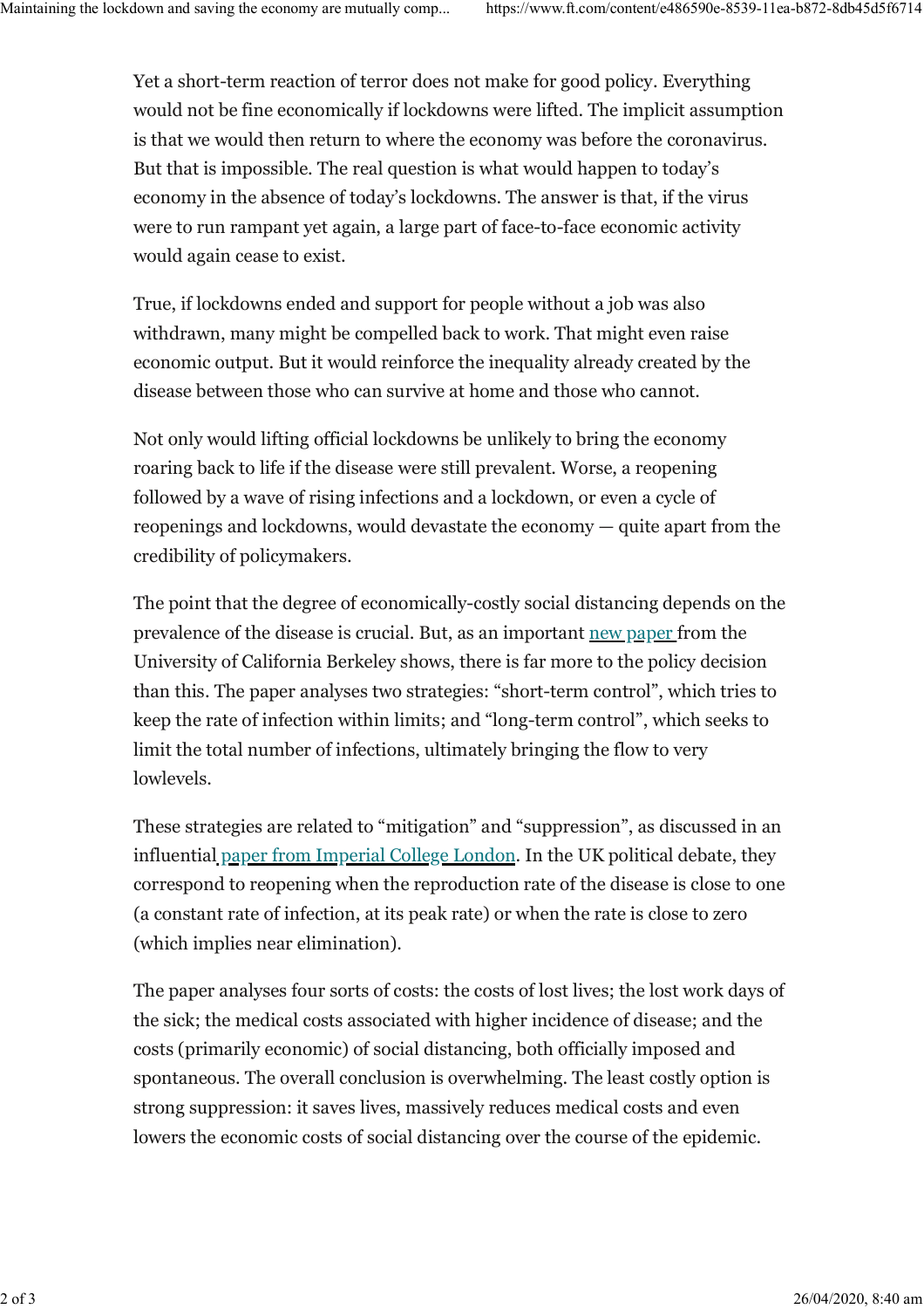Yet a short-term reaction of terror does not make for good policy. Everything would not be fine economically if lockdowns were lifted. The implicit assumption is that we would then return to where the economy was before the coronavirus. But that is impossible. The real question is what would happen to today's economy in the absence of today's lockdowns. The answer is that, if the virus were to run rampant yet again, a large part of face-to-face economic activity would again cease to exist.

True, if lockdowns ended and support for people without a job was also withdrawn, many might be compelled back to work. That might even raise economic output. But it would reinforce the inequality already created by the disease between those who can survive at home and those who cannot.

Not only would lifting official lockdowns be unlikely to bring the economy roaring back to life if the disease were still prevalent. Worse, a reopening followed by a wave of rising infections and a lockdown, or even a cycle of reopenings and lockdowns, would devastate the economy — quite apart from the credibility of policymakers.

The point that the degree of economically-costly social distancing depends on the prevalence of the disease is crucial. But, as an important new paper from the University of California Berkeley shows, there is far more to the policy decision than this. The paper analyses two strategies: "short-term control", which tries to keep the rate of infection within limits; and "long-term control", which seeks to limit the total number of infections, ultimately bringing the flow to very lowlevels.

These strategies are related to "mitigation" and "suppression", as discussed in an influential paper from Imperial College London. In the UK political debate, they correspond to reopening when the reproduction rate of the disease is close to one (a constant rate of infection, at its peak rate) or when the rate is close to zero (which implies near elimination).

The paper analyses four sorts of costs: the costs of lost lives; the lost work days of the sick; the medical costs associated with higher incidence of disease; and the costs (primarily economic) of social distancing, both officially imposed and spontaneous. The overall conclusion is overwhelming. The least costly option is strong suppression: it saves lives, massively reduces medical costs and even lowers the economic costs of social distancing over the course of the epidemic.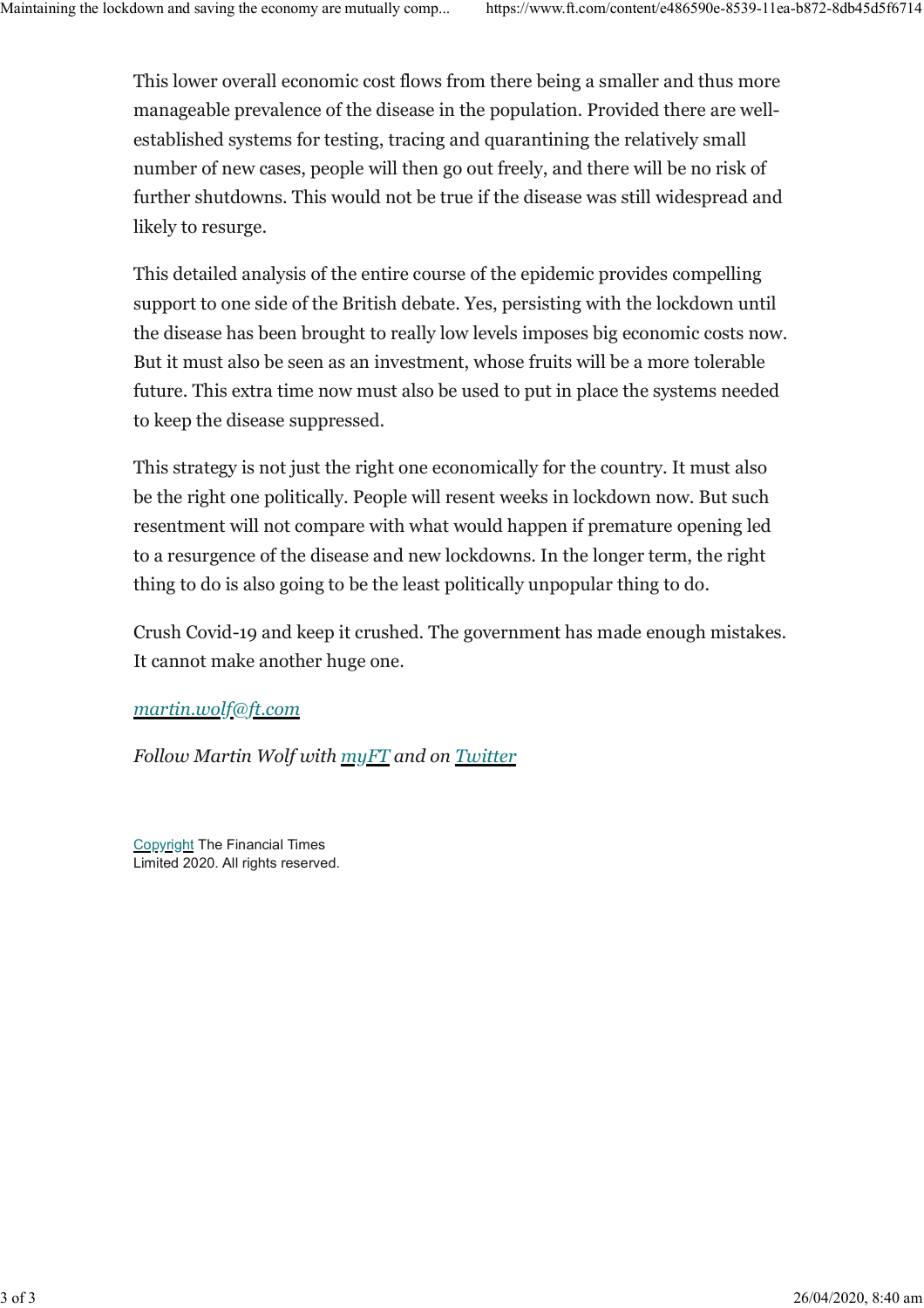This lower overall economic cost flows from there being a smaller and thus more manageable prevalence of the disease in the population. Provided there are well-established systems for testing, tracing and quarantining the relatively small number of new cases, people will then go out freely, and there will be no risk of further shutdowns. This would not be true if the disease was still widespread and likely to resurge.

This detailed analysis of the entire course of the epidemic provides compelling support to one side of the British debate. Yes, persisting with the lockdown until the disease has been brought to really low levels imposes big economic costs now. But it must also be seen as an investment, whose fruits will be a more tolerable future. This extra time now must also be used to put in place the systems needed to keep the disease suppressed.

This strategy is not just the right one economically for the country. It must also be the right one politically. People will resent weeks in lockdown now. But such resentment will not compare with what would happen if premature opening led to a resurgence of the disease and new lockdowns. In the longer term, the right thing to do is also going to be the least politically unpopular thing to do.

Crush Covid-19 and keep it crushed. The government has made enough mistakes. It cannot make another huge one.

*martin.wolf@ft.com*

*Follow Martin Wolf with myFT and on Twitter*

Copyright The Financial Times Limited 2020. All rights reserved.